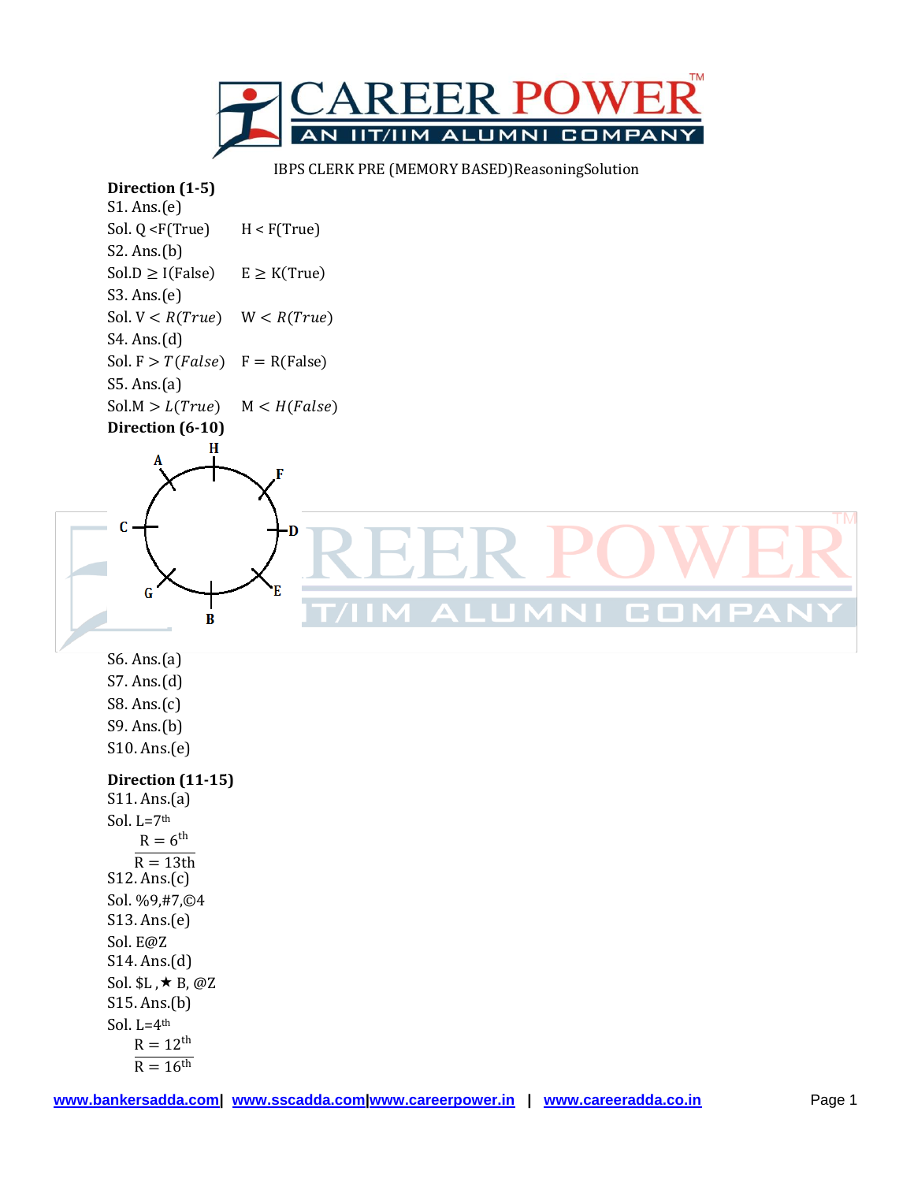IBPS CLERK PRE (MEMORY BASED)ReasoningSolution

**Direction (1-5)**

S1. Ans.(e)

Sol. Q <F(True)  H < F(True)

S2. Ans.(b)

Sol.D ≥ I(False)  E ≥ K(True)

S3. Ans.(e)

Sol. $V < R(True)$  $W < R(True)$

S4. Ans.(d)

Sol. $F > T(False)$  F = R(False)

S5. Ans.(a)

Sol.$M > L(True)$  $M < H(False)$

**Direction (6-10)**

Circular arrangement: H (top), F, D (right), E, B (bottom), G, C (left), A

S6. Ans.(a)

S7. Ans.(d)

S8. Ans.(c)

S9. Ans.(b)

S10. Ans.(e)

**Direction (11-15)**

S11. Ans.(a)

Sol. L=7th
 R = 6th
 R = 13th

S12. Ans.(c)

Sol. %9,#7,©4

S13. Ans.(e)

Sol. E@Z

S14. Ans.(d)

Sol. $L , ★ B, @Z

S15. Ans.(b)

Sol. L=4th
 R = 12th
 R = 16th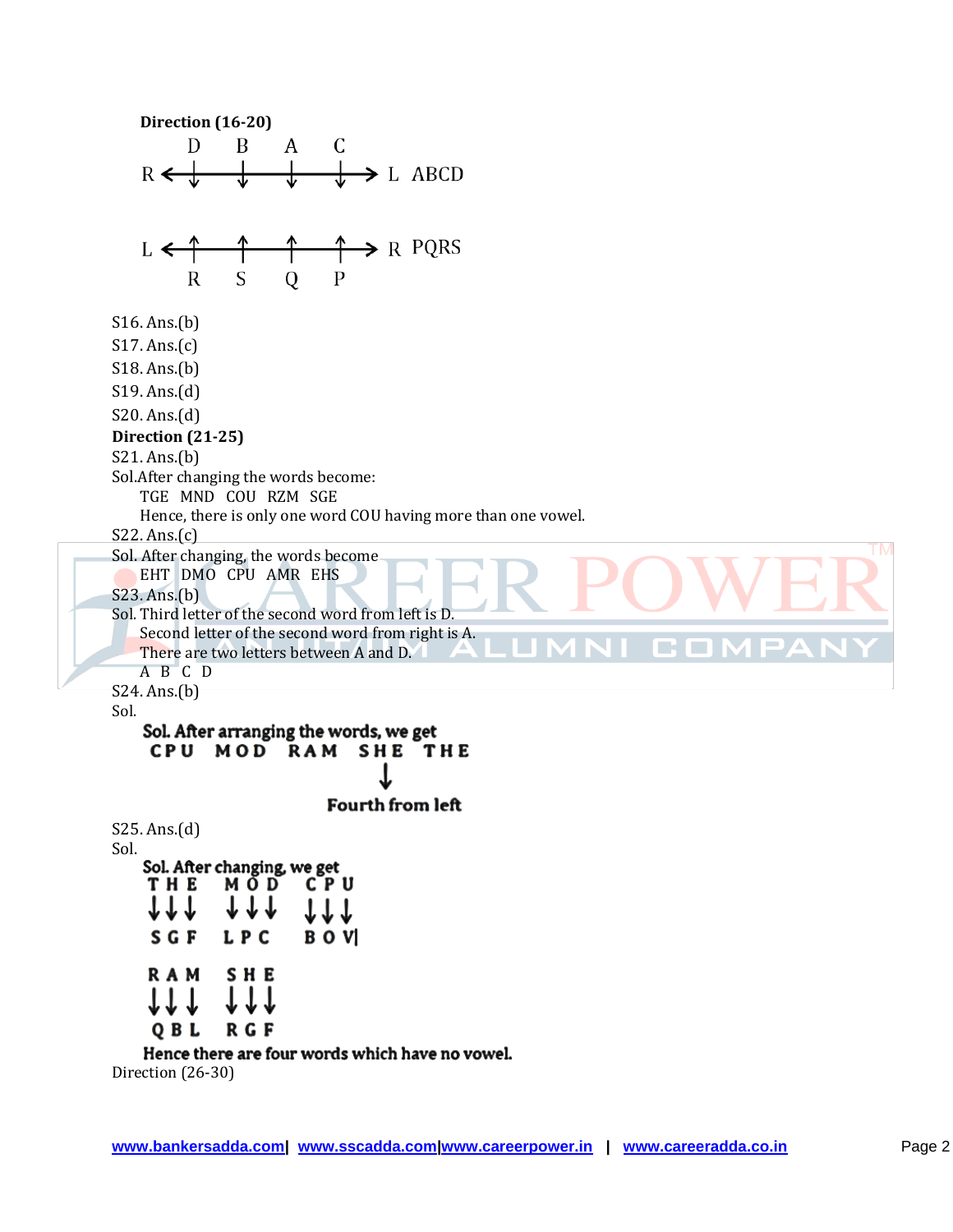**Direction (16-20)**

```
        D     B     A     C
R  <----↓-----↓-----↓-----↓---->  L   ABCD

L  <----↑-----↑-----↑-----↑---->  R   PQRS
        R     S     Q     P
```

S16. Ans.(b)

S17. Ans.(c)

S18. Ans.(b)

S19. Ans.(d)

S20. Ans.(d)

**Direction (21-25)**

S21. Ans.(b)

Sol.After changing the words become:

TGE MND COU RZM SGE

Hence, there is only one word COU having more than one vowel.

S22. Ans.(c)

Sol. After changing, the words become

EHT DMO CPU AMR EHS

S23. Ans.(b)

Sol. Third letter of the second word from left is D.

Second letter of the second word from right is A.

There are two letters between A and D.

A B C D

S24. Ans.(b)

Sol.

**Sol. After arranging the words, we get**

**CPU MOD RAM SHE THE**

**↓ (SHE) Fourth from left**

S25. Ans.(d)

Sol.

**Sol. After changing, we get**

| THE | MOD | CPU | RAM | SHE |
|---|---|---|---|---|
| ↓↓↓ | ↓↓↓ | ↓↓↓ | ↓↓↓ | ↓↓↓ |
| SGF | LPC | BOV | QBL | RGF |

**Hence there are four words which have no vowel.**

Direction (26-30)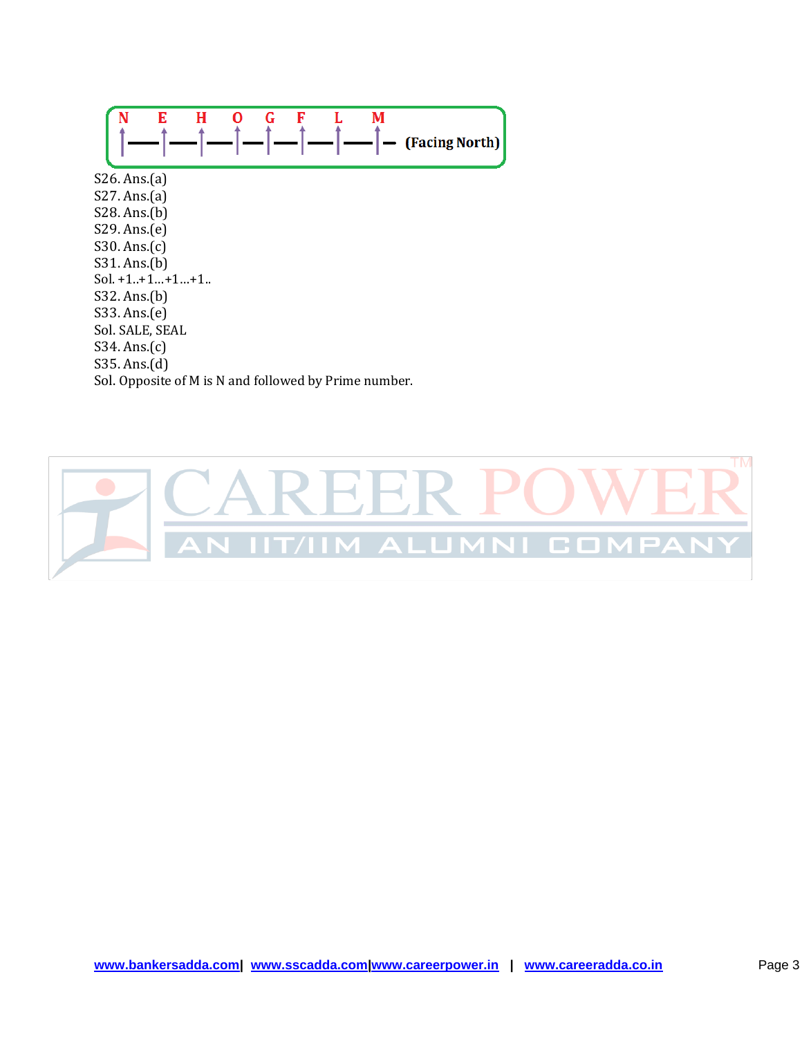N E H O G F L M (Facing North)

S26. Ans.(a)
S27. Ans.(a)
S28. Ans.(b)
S29. Ans.(e)
S30. Ans.(c)
S31. Ans.(b)
Sol. +1..+1...+1...+1..
S32. Ans.(b)
S33. Ans.(e)
Sol. SALE, SEAL
S34. Ans.(c)
S35. Ans.(d)
Sol. Opposite of M is N and followed by Prime number.